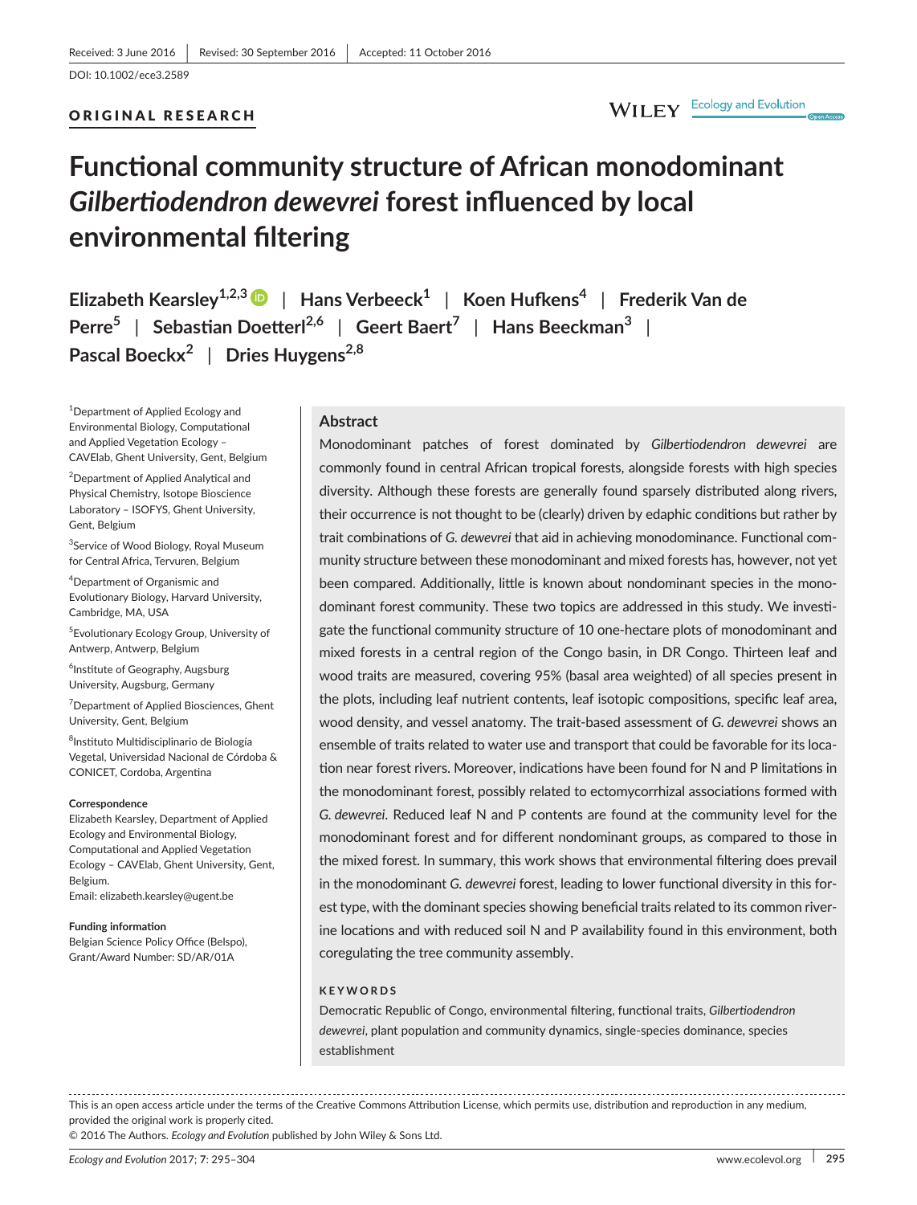Received: 3 June 2016 | Revised: 30 September 2016 | Accepted: 11 October 2016

DOI: 10.1002/ece3.2589

ORIGINAL RESEARCH

# Functional community structure of African monodominant *Gilbertiodendron dewevrei* forest influenced by local environmental filtering

Elizabeth Kearsley[1,2,3] | Hans Verbeeck[1] | Koen Hufkens[4] | Frederik Van de Perre[5] | Sebastian Doetterl[2,6] | Geert Baert[7] | Hans Beeckman[3] | Pascal Boeckx[2] | Dries Huygens[2,8]

[1]Department of Applied Ecology and Environmental Biology, Computational and Applied Vegetation Ecology – CAVElab, Ghent University, Gent, Belgium

[2]Department of Applied Analytical and Physical Chemistry, Isotope Bioscience Laboratory – ISOFYS, Ghent University, Gent, Belgium

[3]Service of Wood Biology, Royal Museum for Central Africa, Tervuren, Belgium

[4]Department of Organismic and Evolutionary Biology, Harvard University, Cambridge, MA, USA

[5]Evolutionary Ecology Group, University of Antwerp, Antwerp, Belgium

[6]Institute of Geography, Augsburg University, Augsburg, Germany

[7]Department of Applied Biosciences, Ghent University, Gent, Belgium

[8]Instituto Multidisciplinario de Biología Vegetal, Universidad Nacional de Córdoba & CONICET, Cordoba, Argentina

**Correspondence**
Elizabeth Kearsley, Department of Applied Ecology and Environmental Biology, Computational and Applied Vegetation Ecology – CAVElab, Ghent University, Gent, Belgium.
Email: elizabeth.kearsley@ugent.be

**Funding information**
Belgian Science Policy Office (Belspo), Grant/Award Number: SD/AR/01A

## Abstract

Monodominant patches of forest dominated by *Gilbertiodendron dewevrei* are commonly found in central African tropical forests, alongside forests with high species diversity. Although these forests are generally found sparsely distributed along rivers, their occurrence is not thought to be (clearly) driven by edaphic conditions but rather by trait combinations of *G. dewevrei* that aid in achieving monodominance. Functional community structure between these monodominant and mixed forests has, however, not yet been compared. Additionally, little is known about nondominant species in the monodominant forest community. These two topics are addressed in this study. We investigate the functional community structure of 10 one-hectare plots of monodominant and mixed forests in a central region of the Congo basin, in DR Congo. Thirteen leaf and wood traits are measured, covering 95% (basal area weighted) of all species present in the plots, including leaf nutrient contents, leaf isotopic compositions, specific leaf area, wood density, and vessel anatomy. The trait-based assessment of *G. dewevrei* shows an ensemble of traits related to water use and transport that could be favorable for its location near forest rivers. Moreover, indications have been found for N and P limitations in the monodominant forest, possibly related to ectomycorrhizal associations formed with *G. dewevrei*. Reduced leaf N and P contents are found at the community level for the monodominant forest and for different nondominant groups, as compared to those in the mixed forest. In summary, this work shows that environmental filtering does prevail in the monodominant *G. dewevrei* forest, leading to lower functional diversity in this forest type, with the dominant species showing beneficial traits related to its common riverine locations and with reduced soil N and P availability found in this environment, both coregulating the tree community assembly.

**KEYWORDS**

Democratic Republic of Congo, environmental filtering, functional traits, *Gilbertiodendron dewevrei*, plant population and community dynamics, single-species dominance, species establishment

This is an open access article under the terms of the Creative Commons Attribution License, which permits use, distribution and reproduction in any medium, provided the original work is properly cited.
© 2016 The Authors. *Ecology and Evolution* published by John Wiley & Sons Ltd.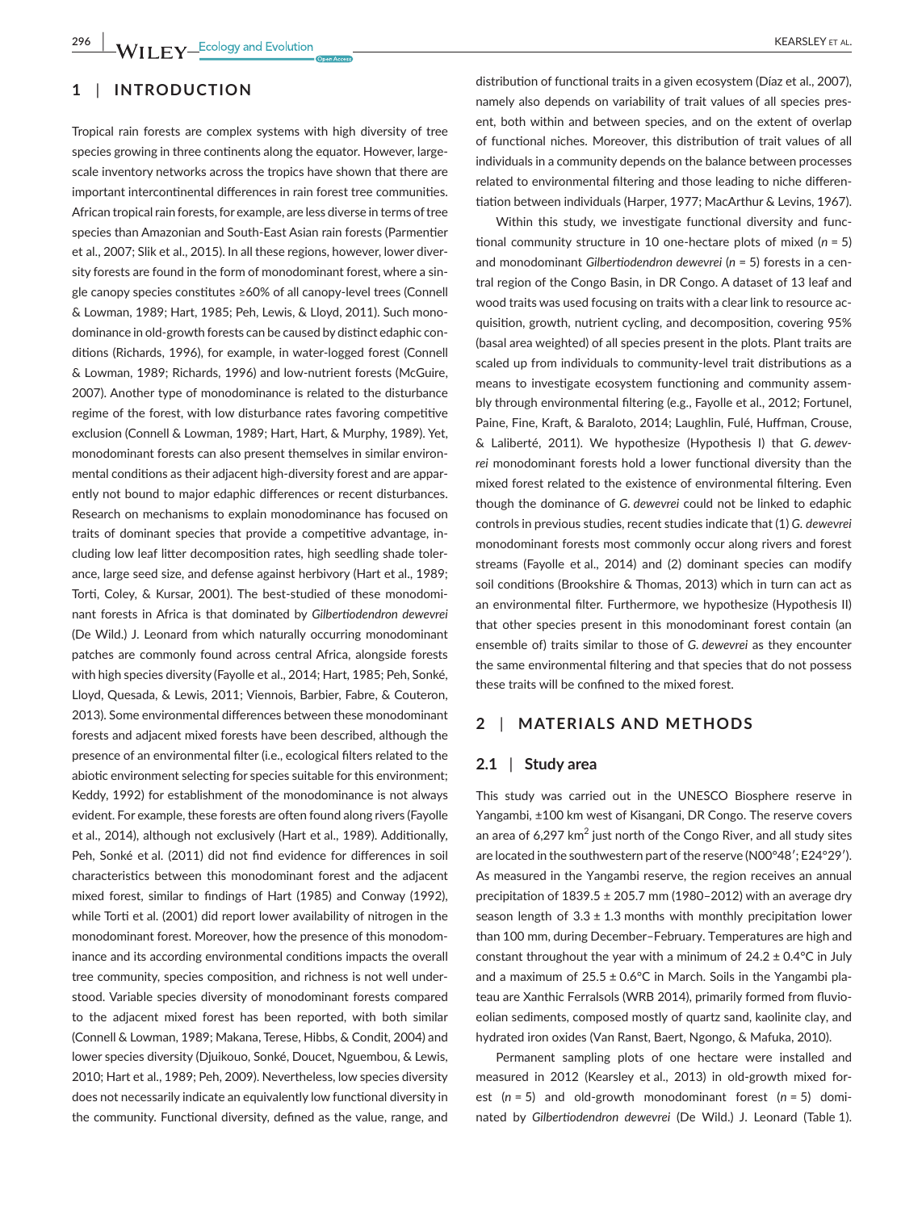## 1 | INTRODUCTION

Tropical rain forests are complex systems with high diversity of tree species growing in three continents along the equator. However, large-scale inventory networks across the tropics have shown that there are important intercontinental differences in rain forest tree communities. African tropical rain forests, for example, are less diverse in terms of tree species than Amazonian and South-East Asian rain forests (Parmentier et al., 2007; Slik et al., 2015). In all these regions, however, lower diversity forests are found in the form of monodominant forest, where a single canopy species constitutes ≥60% of all canopy-level trees (Connell & Lowman, 1989; Hart, 1985; Peh, Lewis, & Lloyd, 2011). Such monodominance in old-growth forests can be caused by distinct edaphic conditions (Richards, 1996), for example, in water-logged forest (Connell & Lowman, 1989; Richards, 1996) and low-nutrient forests (McGuire, 2007). Another type of monodominance is related to the disturbance regime of the forest, with low disturbance rates favoring competitive exclusion (Connell & Lowman, 1989; Hart, Hart, & Murphy, 1989). Yet, monodominant forests can also present themselves in similar environmental conditions as their adjacent high-diversity forest and are apparently not bound to major edaphic differences or recent disturbances. Research on mechanisms to explain monodominance has focused on traits of dominant species that provide a competitive advantage, including low leaf litter decomposition rates, high seedling shade tolerance, large seed size, and defense against herbivory (Hart et al., 1989; Torti, Coley, & Kursar, 2001). The best-studied of these monodominant forests in Africa is that dominated by *Gilbertiodendron dewevrei* (De Wild.) J. Leonard from which naturally occurring monodominant patches are commonly found across central Africa, alongside forests with high species diversity (Fayolle et al., 2014; Hart, 1985; Peh, Sonké, Lloyd, Quesada, & Lewis, 2011; Viennois, Barbier, Fabre, & Couteron, 2013). Some environmental differences between these monodominant forests and adjacent mixed forests have been described, although the presence of an environmental filter (i.e., ecological filters related to the abiotic environment selecting for species suitable for this environment; Keddy, 1992) for establishment of the monodominance is not always evident. For example, these forests are often found along rivers (Fayolle et al., 2014), although not exclusively (Hart et al., 1989). Additionally, Peh, Sonké et al. (2011) did not find evidence for differences in soil characteristics between this monodominant forest and the adjacent mixed forest, similar to findings of Hart (1985) and Conway (1992), while Torti et al. (2001) did report lower availability of nitrogen in the monodominant forest. Moreover, how the presence of this monodominance and its according environmental conditions impacts the overall tree community, species composition, and richness is not well understood. Variable species diversity of monodominant forests compared to the adjacent mixed forest has been reported, with both similar (Connell & Lowman, 1989; Makana, Terese, Hibbs, & Condit, 2004) and lower species diversity (Djuikouo, Sonké, Doucet, Nguembou, & Lewis, 2010; Hart et al., 1989; Peh, 2009). Nevertheless, low species diversity does not necessarily indicate an equivalently low functional diversity in the community. Functional diversity, defined as the value, range, and distribution of functional traits in a given ecosystem (Díaz et al., 2007), namely also depends on variability of trait values of all species present, both within and between species, and on the extent of overlap of functional niches. Moreover, this distribution of trait values of all individuals in a community depends on the balance between processes related to environmental filtering and those leading to niche differentiation between individuals (Harper, 1977; MacArthur & Levins, 1967).

Within this study, we investigate functional diversity and functional community structure in 10 one-hectare plots of mixed ($n$ = 5) and monodominant *Gilbertiodendron dewevrei* ($n$ = 5) forests in a central region of the Congo Basin, in DR Congo. A dataset of 13 leaf and wood traits was used focusing on traits with a clear link to resource acquisition, growth, nutrient cycling, and decomposition, covering 95% (basal area weighted) of all species present in the plots. Plant traits are scaled up from individuals to community-level trait distributions as a means to investigate ecosystem functioning and community assembly through environmental filtering (e.g., Fayolle et al., 2012; Fortunel, Paine, Fine, Kraft, & Baraloto, 2014; Laughlin, Fulé, Huffman, Crouse, & Laliberté, 2011). We hypothesize (Hypothesis I) that *G. dewevrei* monodominant forests hold a lower functional diversity than the mixed forest related to the existence of environmental filtering. Even though the dominance of *G. dewevrei* could not be linked to edaphic controls in previous studies, recent studies indicate that (1) *G. dewevrei* monodominant forests most commonly occur along rivers and forest streams (Fayolle et al., 2014) and (2) dominant species can modify soil conditions (Brookshire & Thomas, 2013) which in turn can act as an environmental filter. Furthermore, we hypothesize (Hypothesis II) that other species present in this monodominant forest contain (an ensemble of) traits similar to those of *G. dewevrei* as they encounter the same environmental filtering and that species that do not possess these traits will be confined to the mixed forest.

## 2 | MATERIALS AND METHODS

### 2.1 | Study area

This study was carried out in the UNESCO Biosphere reserve in Yangambi, ±100 km west of Kisangani, DR Congo. The reserve covers an area of 6,297 km$^2$ just north of the Congo River, and all study sites are located in the southwestern part of the reserve (N00°48′; E24°29′). As measured in the Yangambi reserve, the region receives an annual precipitation of 1839.5 ± 205.7 mm (1980–2012) with an average dry season length of 3.3 ± 1.3 months with monthly precipitation lower than 100 mm, during December–February. Temperatures are high and constant throughout the year with a minimum of 24.2 ± 0.4°C in July and a maximum of 25.5 ± 0.6°C in March. Soils in the Yangambi plateau are Xanthic Ferralsols (WRB 2014), primarily formed from fluvio-eolian sediments, composed mostly of quartz sand, kaolinite clay, and hydrated iron oxides (Van Ranst, Baert, Ngongo, & Mafuka, 2010).

Permanent sampling plots of one hectare were installed and measured in 2012 (Kearsley et al., 2013) in old-growth mixed forest ($n$ = 5) and old-growth monodominant forest ($n$ = 5) dominated by *Gilbertiodendron dewevrei* (De Wild.) J. Leonard (Table 1).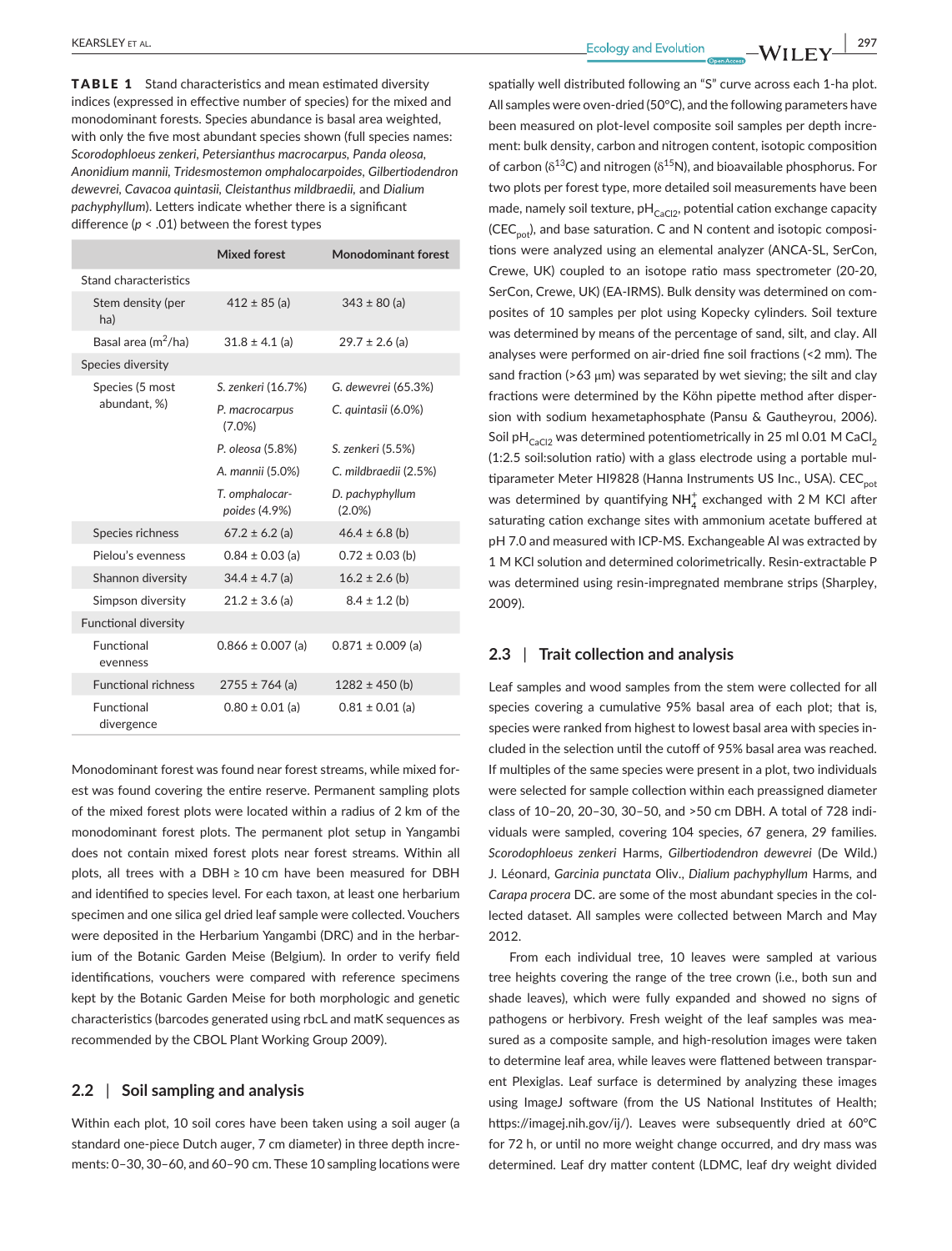**TABLE 1** Stand characteristics and mean estimated diversity indices (expressed in effective number of species) for the mixed and monodominant forests. Species abundance is basal area weighted, with only the five most abundant species shown (full species names: *Scorodophloeus zenkeri*, *Petersianthus macrocarpus*, *Panda oleosa*, *Anonidium mannii*, *Tridesmostemon omphalocarpoides*, *Gilbertiodendron dewevrei*, *Cavacoa quintasii*, *Cleistanthus mildbraedii*, and *Dialium pachyphyllum*). Letters indicate whether there is a significant difference ($p < .01$) between the forest types

| | Mixed forest | Monodominant forest |
|---|---|---|
| Stand characteristics | | |
| Stem density (per ha) | 412 ± 85 (a) | 343 ± 80 (a) |
| Basal area ($m^2$/ha) | 31.8 ± 4.1 (a) | 29.7 ± 2.6 (a) |
| Species diversity | | |
| Species (5 most abundant, %) | *S. zenkeri* (16.7%) | *G. dewevrei* (65.3%) |
| | *P. macrocarpus* (7.0%) | *C. quintasii* (6.0%) |
| | *P. oleosa* (5.8%) | *S. zenkeri* (5.5%) |
| | *A. mannii* (5.0%) | *C. mildbraedii* (2.5%) |
| | *T. omphalocarpoides* (4.9%) | *D. pachyphyllum* (2.0%) |
| Species richness | 67.2 ± 6.2 (a) | 46.4 ± 6.8 (b) |
| Pielou's evenness | 0.84 ± 0.03 (a) | 0.72 ± 0.03 (b) |
| Shannon diversity | 34.4 ± 4.7 (a) | 16.2 ± 2.6 (b) |
| Simpson diversity | 21.2 ± 3.6 (a) | 8.4 ± 1.2 (b) |
| Functional diversity | | |
| Functional evenness | 0.866 ± 0.007 (a) | 0.871 ± 0.009 (a) |
| Functional richness | 2755 ± 764 (a) | 1282 ± 450 (b) |
| Functional divergence | 0.80 ± 0.01 (a) | 0.81 ± 0.01 (a) |

Monodominant forest was found near forest streams, while mixed forest was found covering the entire reserve. Permanent sampling plots of the mixed forest plots were located within a radius of 2 km of the monodominant forest plots. The permanent plot setup in Yangambi does not contain mixed forest plots near forest streams. Within all plots, all trees with a DBH ≥ 10 cm have been measured for DBH and identified to species level. For each taxon, at least one herbarium specimen and one silica gel dried leaf sample were collected. Vouchers were deposited in the Herbarium Yangambi (DRC) and in the herbarium of the Botanic Garden Meise (Belgium). In order to verify field identifications, vouchers were compared with reference specimens kept by the Botanic Garden Meise for both morphologic and genetic characteristics (barcodes generated using rbcL and matK sequences as recommended by the CBOL Plant Working Group 2009).

## 2.2 | Soil sampling and analysis

Within each plot, 10 soil cores have been taken using a soil auger (a standard one-piece Dutch auger, 7 cm diameter) in three depth increments: 0–30, 30–60, and 60–90 cm. These 10 sampling locations were spatially well distributed following an "S" curve across each 1-ha plot. All samples were oven-dried (50°C), and the following parameters have been measured on plot-level composite soil samples per depth increment: bulk density, carbon and nitrogen content, isotopic composition of carbon ($\delta^{13}C$) and nitrogen ($\delta^{15}N$), and bioavailable phosphorus. For two plots per forest type, more detailed soil measurements have been made, namely soil texture, $pH_{CaCl2}$, potential cation exchange capacity ($CEC_{pot}$), and base saturation. C and N content and isotopic compositions were analyzed using an elemental analyzer (ANCA-SL, SerCon, Crewe, UK) coupled to an isotope ratio mass spectrometer (20-20, SerCon, Crewe, UK) (EA-IRMS). Bulk density was determined on composites of 10 samples per plot using Kopecky cylinders. Soil texture was determined by means of the percentage of sand, silt, and clay. All analyses were performed on air-dried fine soil fractions (<2 mm). The sand fraction (>63 μm) was separated by wet sieving; the silt and clay fractions were determined by the Köhn pipette method after dispersion with sodium hexametaphosphate (Pansu & Gautheyrou, 2006). Soil $pH_{CaCl2}$ was determined potentiometrically in 25 ml 0.01 M $CaCl_2$ (1:2.5 soil:solution ratio) with a glass electrode using a portable multiparameter Meter HI9828 (Hanna Instruments US Inc., USA). $CEC_{pot}$ was determined by quantifying $NH_4^+$ exchanged with 2 M KCl after saturating cation exchange sites with ammonium acetate buffered at pH 7.0 and measured with ICP-MS. Exchangeable Al was extracted by 1 M KCl solution and determined colorimetrically. Resin-extractable P was determined using resin-impregnated membrane strips (Sharpley, 2009).

## 2.3 | Trait collection and analysis

Leaf samples and wood samples from the stem were collected for all species covering a cumulative 95% basal area of each plot; that is, species were ranked from highest to lowest basal area with species included in the selection until the cutoff of 95% basal area was reached. If multiples of the same species were present in a plot, two individuals were selected for sample collection within each preassigned diameter class of 10–20, 20–30, 30–50, and >50 cm DBH. A total of 728 individuals were sampled, covering 104 species, 67 genera, 29 families. *Scorodophloeus zenkeri* Harms, *Gilbertiodendron dewevrei* (De Wild.) J. Léonard, *Garcinia punctata* Oliv., *Dialium pachyphyllum* Harms, and *Carapa procera* DC. are some of the most abundant species in the collected dataset. All samples were collected between March and May 2012.

From each individual tree, 10 leaves were sampled at various tree heights covering the range of the tree crown (i.e., both sun and shade leaves), which were fully expanded and showed no signs of pathogens or herbivory. Fresh weight of the leaf samples was measured as a composite sample, and high-resolution images were taken to determine leaf area, while leaves were flattened between transparent Plexiglas. Leaf surface is determined by analyzing these images using ImageJ software (from the US National Institutes of Health; https://imagej.nih.gov/ij/). Leaves were subsequently dried at 60°C for 72 h, or until no more weight change occurred, and dry mass was determined. Leaf dry matter content (LDMC, leaf dry weight divided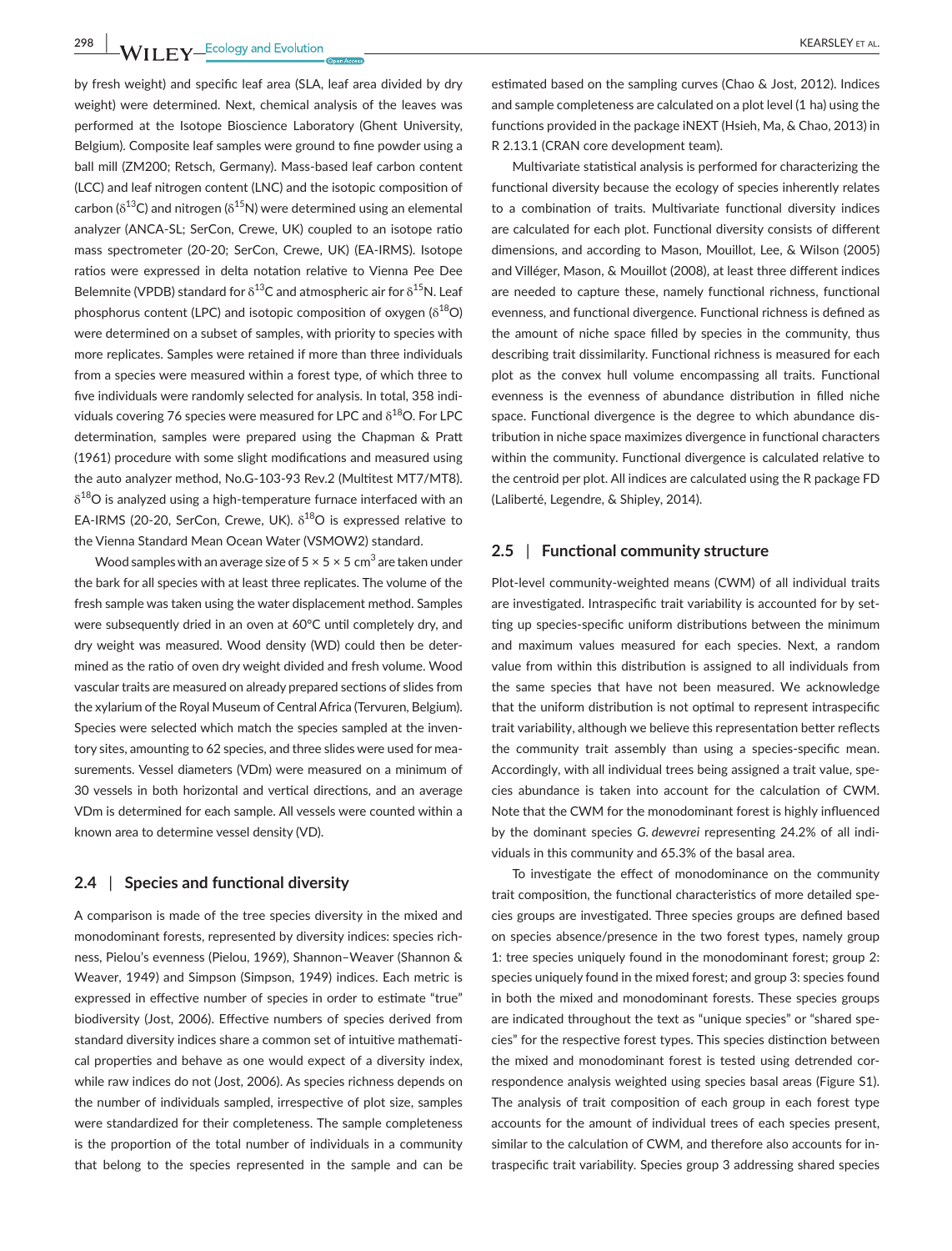by fresh weight) and specific leaf area (SLA, leaf area divided by dry weight) were determined. Next, chemical analysis of the leaves was performed at the Isotope Bioscience Laboratory (Ghent University, Belgium). Composite leaf samples were ground to fine powder using a ball mill (ZM200; Retsch, Germany). Mass-based leaf carbon content (LCC) and leaf nitrogen content (LNC) and the isotopic composition of carbon ($\delta^{13}C$) and nitrogen ($\delta^{15}N$) were determined using an elemental analyzer (ANCA-SL; SerCon, Crewe, UK) coupled to an isotope ratio mass spectrometer (20-20; SerCon, Crewe, UK) (EA-IRMS). Isotope ratios were expressed in delta notation relative to Vienna Pee Dee Belemnite (VPDB) standard for $\delta^{13}C$ and atmospheric air for $\delta^{15}N$. Leaf phosphorus content (LPC) and isotopic composition of oxygen ($\delta^{18}O$) were determined on a subset of samples, with priority to species with more replicates. Samples were retained if more than three individuals from a species were measured within a forest type, of which three to five individuals were randomly selected for analysis. In total, 358 individuals covering 76 species were measured for LPC and $\delta^{18}O$. For LPC determination, samples were prepared using the Chapman & Pratt (1961) procedure with some slight modifications and measured using the auto analyzer method, No.G-103-93 Rev.2 (Multitest MT7/MT8). $\delta^{18}O$ is analyzed using a high-temperature furnace interfaced with an EA-IRMS (20-20, SerCon, Crewe, UK). $\delta^{18}O$ is expressed relative to the Vienna Standard Mean Ocean Water (VSMOW2) standard.

Wood samples with an average size of $5 \times 5 \times 5$ cm$^3$ are taken under the bark for all species with at least three replicates. The volume of the fresh sample was taken using the water displacement method. Samples were subsequently dried in an oven at 60°C until completely dry, and dry weight was measured. Wood density (WD) could then be determined as the ratio of oven dry weight divided and fresh volume. Wood vascular traits are measured on already prepared sections of slides from the xylarium of the Royal Museum of Central Africa (Tervuren, Belgium). Species were selected which match the species sampled at the inventory sites, amounting to 62 species, and three slides were used for measurements. Vessel diameters (VDm) were measured on a minimum of 30 vessels in both horizontal and vertical directions, and an average VDm is determined for each sample. All vessels were counted within a known area to determine vessel density (VD).

## 2.4 | Species and functional diversity

A comparison is made of the tree species diversity in the mixed and monodominant forests, represented by diversity indices: species richness, Pielou's evenness (Pielou, 1969), Shannon–Weaver (Shannon & Weaver, 1949) and Simpson (Simpson, 1949) indices. Each metric is expressed in effective number of species in order to estimate "true" biodiversity (Jost, 2006). Effective numbers of species derived from standard diversity indices share a common set of intuitive mathematical properties and behave as one would expect of a diversity index, while raw indices do not (Jost, 2006). As species richness depends on the number of individuals sampled, irrespective of plot size, samples were standardized for their completeness. The sample completeness is the proportion of the total number of individuals in a community that belong to the species represented in the sample and can be estimated based on the sampling curves (Chao & Jost, 2012). Indices and sample completeness are calculated on a plot level (1 ha) using the functions provided in the package iNEXT (Hsieh, Ma, & Chao, 2013) in R 2.13.1 (CRAN core development team).

Multivariate statistical analysis is performed for characterizing the functional diversity because the ecology of species inherently relates to a combination of traits. Multivariate functional diversity indices are calculated for each plot. Functional diversity consists of different dimensions, and according to Mason, Mouillot, Lee, & Wilson (2005) and Villéger, Mason, & Mouillot (2008), at least three different indices are needed to capture these, namely functional richness, functional evenness, and functional divergence. Functional richness is defined as the amount of niche space filled by species in the community, thus describing trait dissimilarity. Functional richness is measured for each plot as the convex hull volume encompassing all traits. Functional evenness is the evenness of abundance distribution in filled niche space. Functional divergence is the degree to which abundance distribution in niche space maximizes divergence in functional characters within the community. Functional divergence is calculated relative to the centroid per plot. All indices are calculated using the R package FD (Laliberté, Legendre, & Shipley, 2014).

## 2.5 | Functional community structure

Plot-level community-weighted means (CWM) of all individual traits are investigated. Intraspecific trait variability is accounted for by setting up species-specific uniform distributions between the minimum and maximum values measured for each species. Next, a random value from within this distribution is assigned to all individuals from the same species that have not been measured. We acknowledge that the uniform distribution is not optimal to represent intraspecific trait variability, although we believe this representation better reflects the community trait assembly than using a species-specific mean. Accordingly, with all individual trees being assigned a trait value, species abundance is taken into account for the calculation of CWM. Note that the CWM for the monodominant forest is highly influenced by the dominant species *G. dewevrei* representing 24.2% of all individuals in this community and 65.3% of the basal area.

To investigate the effect of monodominance on the community trait composition, the functional characteristics of more detailed species groups are investigated. Three species groups are defined based on species absence/presence in the two forest types, namely group 1: tree species uniquely found in the monodominant forest; group 2: species uniquely found in the mixed forest; and group 3: species found in both the mixed and monodominant forests. These species groups are indicated throughout the text as "unique species" or "shared species" for the respective forest types. This species distinction between the mixed and monodominant forest is tested using detrended correspondence analysis weighted using species basal areas (Figure S1). The analysis of trait composition of each group in each forest type accounts for the amount of individual trees of each species present, similar to the calculation of CWM, and therefore also accounts for intraspecific trait variability. Species group 3 addressing shared species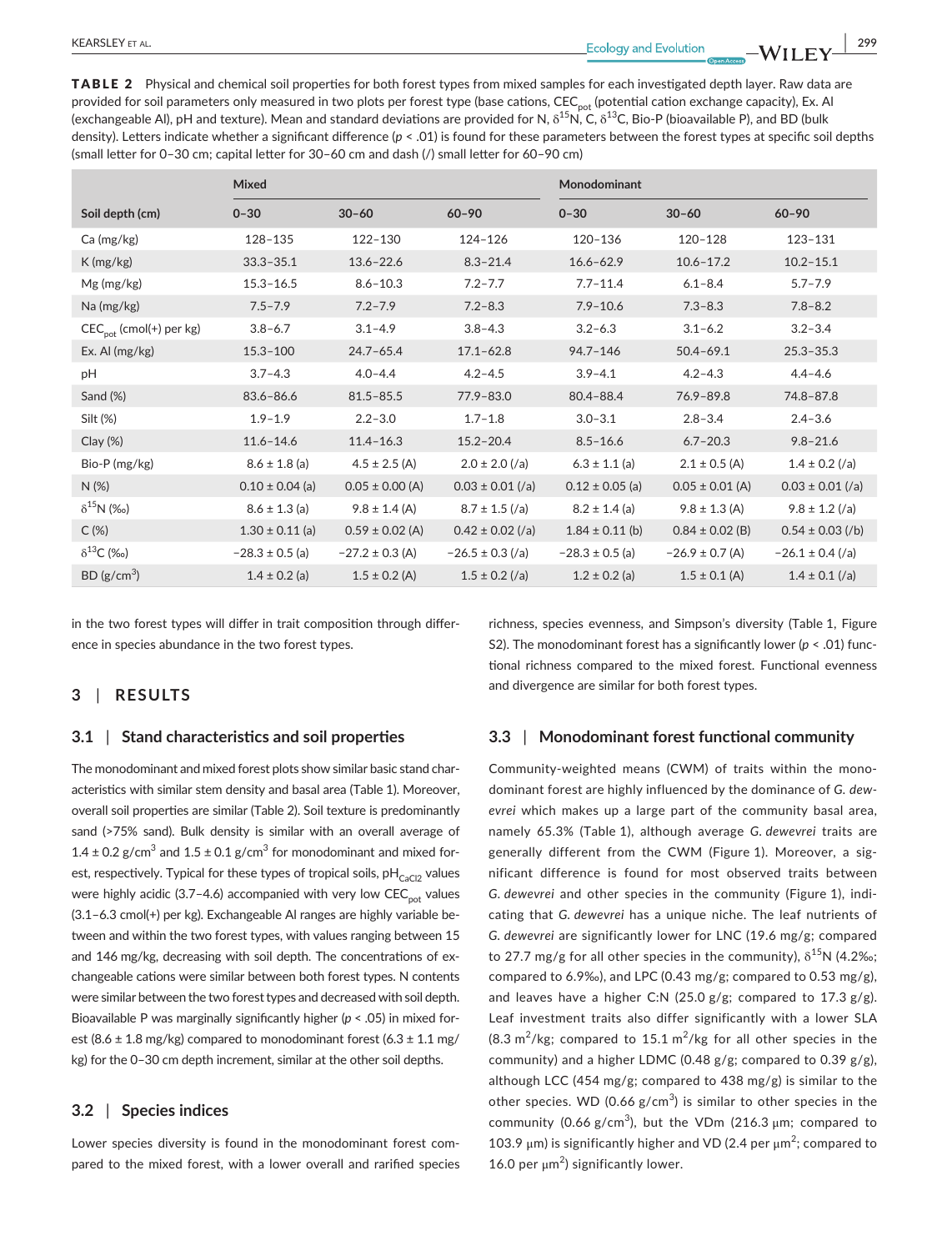**TABLE 2** Physical and chemical soil properties for both forest types from mixed samples for each investigated depth layer. Raw data are provided for soil parameters only measured in two plots per forest type (base cations, $CEC_{pot}$ (potential cation exchange capacity), Ex. Al (exchangeable Al), pH and texture). Mean and standard deviations are provided for N, $\delta^{15}N$, C, $\delta^{13}C$, Bio-P (bioavailable P), and BD (bulk density). Letters indicate whether a significant difference ($p < .01$) is found for these parameters between the forest types at specific soil depths (small letter for 0–30 cm; capital letter for 30–60 cm and dash (/) small letter for 60–90 cm)

| | Mixed | | | Monodominant | | |
|---|---|---|---|---|---|---|
| Soil depth (cm) | 0–30 | 30–60 | 60–90 | 0–30 | 30–60 | 60–90 |
| Ca (mg/kg) | 128–135 | 122–130 | 124–126 | 120–136 | 120–128 | 123–131 |
| K (mg/kg) | 33.3–35.1 | 13.6–22.6 | 8.3–21.4 | 16.6–62.9 | 10.6–17.2 | 10.2–15.1 |
| Mg (mg/kg) | 15.3–16.5 | 8.6–10.3 | 7.2–7.7 | 7.7–11.4 | 6.1–8.4 | 5.7–7.9 |
| Na (mg/kg) | 7.5–7.9 | 7.2–7.9 | 7.2–8.3 | 7.9–10.6 | 7.3–8.3 | 7.8–8.2 |
| $CEC_{pot}$ (cmol(+) per kg) | 3.8–6.7 | 3.1–4.9 | 3.8–4.3 | 3.2–6.3 | 3.1–6.2 | 3.2–3.4 |
| Ex. Al (mg/kg) | 15.3–100 | 24.7–65.4 | 17.1–62.8 | 94.7–146 | 50.4–69.1 | 25.3–35.3 |
| pH | 3.7–4.3 | 4.0–4.4 | 4.2–4.5 | 3.9–4.1 | 4.2–4.3 | 4.4–4.6 |
| Sand (%) | 83.6–86.6 | 81.5–85.5 | 77.9–83.0 | 80.4–88.4 | 76.9–89.8 | 74.8–87.8 |
| Silt (%) | 1.9–1.9 | 2.2–3.0 | 1.7–1.8 | 3.0–3.1 | 2.8–3.4 | 2.4–3.6 |
| Clay (%) | 11.6–14.6 | 11.4–16.3 | 15.2–20.4 | 8.5–16.6 | 6.7–20.3 | 9.8–21.6 |
| Bio-P (mg/kg) | 8.6 ± 1.8 (a) | 4.5 ± 2.5 (A) | 2.0 ± 2.0 (/a) | 6.3 ± 1.1 (a) | 2.1 ± 0.5 (A) | 1.4 ± 0.2 (/a) |
| N (%) | 0.10 ± 0.04 (a) | 0.05 ± 0.00 (A) | 0.03 ± 0.01 (/a) | 0.12 ± 0.05 (a) | 0.05 ± 0.01 (A) | 0.03 ± 0.01 (/a) |
| $\delta^{15}N$ (‰) | 8.6 ± 1.3 (a) | 9.8 ± 1.4 (A) | 8.7 ± 1.5 (/a) | 8.2 ± 1.4 (a) | 9.8 ± 1.3 (A) | 9.8 ± 1.2 (/a) |
| C (%) | 1.30 ± 0.11 (a) | 0.59 ± 0.02 (A) | 0.42 ± 0.02 (/a) | 1.84 ± 0.11 (b) | 0.84 ± 0.02 (B) | 0.54 ± 0.03 (/b) |
| $\delta^{13}C$ (‰) | −28.3 ± 0.5 (a) | −27.2 ± 0.3 (A) | −26.5 ± 0.3 (/a) | −28.3 ± 0.5 (a) | −26.9 ± 0.7 (A) | −26.1 ± 0.4 (/a) |
| BD ($g/cm^3$) | 1.4 ± 0.2 (a) | 1.5 ± 0.2 (A) | 1.5 ± 0.2 (/a) | 1.2 ± 0.2 (a) | 1.5 ± 0.1 (A) | 1.4 ± 0.1 (/a) |

in the two forest types will differ in trait composition through difference in species abundance in the two forest types.

## 3 | RESULTS

### 3.1 | Stand characteristics and soil properties

The monodominant and mixed forest plots show similar basic stand characteristics with similar stem density and basal area (Table 1). Moreover, overall soil properties are similar (Table 2). Soil texture is predominantly sand (>75% sand). Bulk density is similar with an overall average of 1.4 ± 0.2 $g/cm^3$ and 1.5 ± 0.1 $g/cm^3$ for monodominant and mixed forest, respectively. Typical for these types of tropical soils, $pH_{CaCl2}$ values were highly acidic (3.7–4.6) accompanied with very low $CEC_{pot}$ values (3.1–6.3 cmol(+) per kg). Exchangeable Al ranges are highly variable between and within the two forest types, with values ranging between 15 and 146 mg/kg, decreasing with soil depth. The concentrations of exchangeable cations were similar between both forest types. N contents were similar between the two forest types and decreased with soil depth. Bioavailable P was marginally significantly higher ($p < .05$) in mixed forest (8.6 ± 1.8 mg/kg) compared to monodominant forest (6.3 ± 1.1 mg/kg) for the 0–30 cm depth increment, similar at the other soil depths.

### 3.2 | Species indices

Lower species diversity is found in the monodominant forest compared to the mixed forest, with a lower overall and rarified species richness, species evenness, and Simpson's diversity (Table 1, Figure S2). The monodominant forest has a significantly lower ($p < .01$) functional richness compared to the mixed forest. Functional evenness and divergence are similar for both forest types.

### 3.3 | Monodominant forest functional community

Community-weighted means (CWM) of traits within the monodominant forest are highly influenced by the dominance of *G. dewevrei* which makes up a large part of the community basal area, namely 65.3% (Table 1), although average *G. dewevrei* traits are generally different from the CWM (Figure 1). Moreover, a significant difference is found for most observed traits between *G. dewevrei* and other species in the community (Figure 1), indicating that *G. dewevrei* has a unique niche. The leaf nutrients of *G. dewevrei* are significantly lower for LNC (19.6 mg/g; compared to 27.7 mg/g for all other species in the community), $\delta^{15}N$ (4.2‰; compared to 6.9‰), and LPC (0.43 mg/g; compared to 0.53 mg/g), and leaves have a higher C:N (25.0 g/g; compared to 17.3 g/g). Leaf investment traits also differ significantly with a lower SLA (8.3 $m^2$/kg; compared to 15.1 $m^2$/kg for all other species in the community) and a higher LDMC (0.48 g/g; compared to 0.39 g/g), although LCC (454 mg/g; compared to 438 mg/g) is similar to the other species. WD (0.66 $g/cm^3$) is similar to other species in the community (0.66 $g/cm^3$), but the VDm (216.3 μm; compared to 103.9 μm) is significantly higher and VD (2.4 per $\mu m^2$; compared to 16.0 per $\mu m^2$) significantly lower.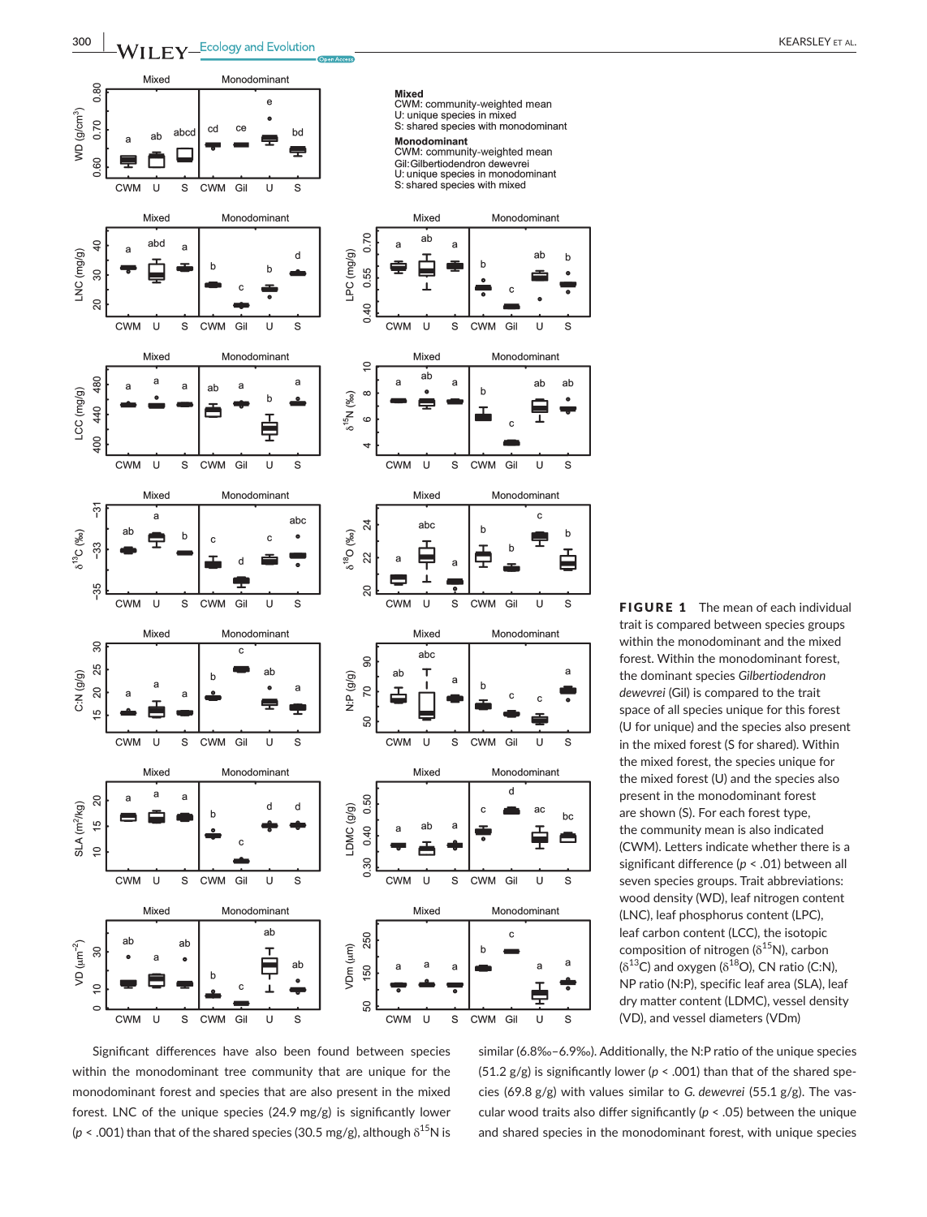**FIGURE 1** The mean of each individual trait is compared between species groups within the monodominant and the mixed forest. Within the monodominant forest, the dominant species *Gilbertiodendron dewevrei* (Gil) is compared to the trait space of all species unique for this forest (U for unique) and the species also present in the mixed forest (S for shared). Within the mixed forest, the species unique for the mixed forest (U) and the species also present in the monodominant forest are shown (S). For each forest type, the community mean is also indicated (CWM). Letters indicate whether there is a significant difference ($p < .01$) between all seven species groups. Trait abbreviations: wood density (WD), leaf nitrogen content (LNC), leaf phosphorus content (LPC), leaf carbon content (LCC), the isotopic composition of nitrogen ($\delta^{15}$N), carbon ($\delta^{13}$C) and oxygen ($\delta^{18}$O), CN ratio (C:N), NP ratio (N:P), specific leaf area (SLA), leaf dry matter content (LDMC), vessel density (VD), and vessel diameters (VDm)

Significant differences have also been found between species within the monodominant tree community that are unique for the monodominant forest and species that are also present in the mixed forest. LNC of the unique species (24.9 mg/g) is significantly lower ($p < .001$) than that of the shared species (30.5 mg/g), although $\delta^{15}$N is similar (6.8‰–6.9‰). Additionally, the N:P ratio of the unique species (51.2 g/g) is significantly lower ($p < .001$) than that of the shared species (69.8 g/g) with values similar to *G. dewevrei* (55.1 g/g). The vascular wood traits also differ significantly ($p < .05$) between the unique and shared species in the monodominant forest, with unique species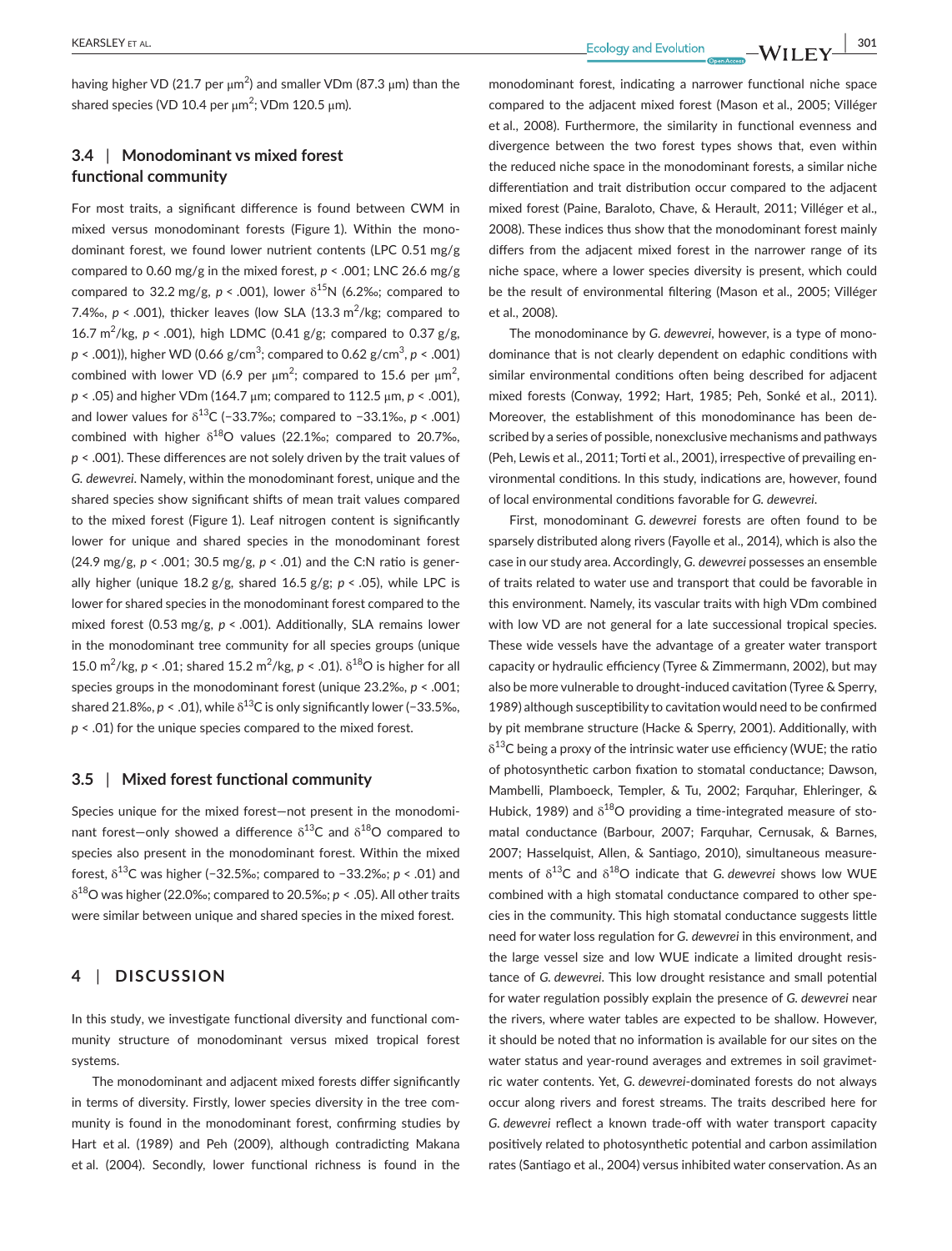having higher VD (21.7 per μm$^2$) and smaller VDm (87.3 μm) than the shared species (VD 10.4 per μm$^2$; VDm 120.5 μm).

### 3.4 | Monodominant vs mixed forest functional community

For most traits, a significant difference is found between CWM in mixed versus monodominant forests (Figure 1). Within the monodominant forest, we found lower nutrient contents (LPC 0.51 mg/g compared to 0.60 mg/g in the mixed forest, $p < .001$; LNC 26.6 mg/g compared to 32.2 mg/g, $p < .001$), lower $\delta^{15}N$ (6.2‰; compared to 7.4‰, $p < .001$), thicker leaves (low SLA 13.3 m$^2$/kg; compared to 16.7 m$^2$/kg, $p < .001$), high LDMC (0.41 g/g; compared to 0.37 g/g, $p < .001$)), higher WD (0.66 g/cm$^3$; compared to 0.62 g/cm$^3$, $p < .001$) combined with lower VD (6.9 per μm$^2$; compared to 15.6 per μm$^2$, $p < .05$) and higher VDm (164.7 μm; compared to 112.5 μm, $p < .001$), and lower values for $\delta^{13}C$ (−33.7‰; compared to −33.1‰, $p < .001$) combined with higher $\delta^{18}O$ values (22.1‰; compared to 20.7‰, $p < .001$). These differences are not solely driven by the trait values of *G. dewevrei*. Namely, within the monodominant forest, unique and the shared species show significant shifts of mean trait values compared to the mixed forest (Figure 1). Leaf nitrogen content is significantly lower for unique and shared species in the monodominant forest (24.9 mg/g, $p < .001$; 30.5 mg/g, $p < .01$) and the C:N ratio is generally higher (unique 18.2 g/g, shared 16.5 g/g; $p < .05$), while LPC is lower for shared species in the monodominant forest compared to the mixed forest (0.53 mg/g, $p < .001$). Additionally, SLA remains lower in the monodominant tree community for all species groups (unique 15.0 m$^2$/kg, $p < .01$; shared 15.2 m$^2$/kg, $p < .01$). $\delta^{18}O$ is higher for all species groups in the monodominant forest (unique 23.2‰, $p < .001$; shared 21.8‰, $p < .01$), while $\delta^{13}C$ is only significantly lower (−33.5‰, $p < .01$) for the unique species compared to the mixed forest.

### 3.5 | Mixed forest functional community

Species unique for the mixed forest—not present in the monodominant forest—only showed a difference $\delta^{13}C$ and $\delta^{18}O$ compared to species also present in the monodominant forest. Within the mixed forest, $\delta^{13}C$ was higher (−32.5‰; compared to −33.2‰; $p < .01$) and $\delta^{18}O$ was higher (22.0‰; compared to 20.5‰; $p < .05$). All other traits were similar between unique and shared species in the mixed forest.

## 4 | DISCUSSION

In this study, we investigate functional diversity and functional community structure of monodominant versus mixed tropical forest systems.

The monodominant and adjacent mixed forests differ significantly in terms of diversity. Firstly, lower species diversity in the tree community is found in the monodominant forest, confirming studies by Hart et al. (1989) and Peh (2009), although contradicting Makana et al. (2004). Secondly, lower functional richness is found in the monodominant forest, indicating a narrower functional niche space compared to the adjacent mixed forest (Mason et al., 2005; Villéger et al., 2008). Furthermore, the similarity in functional evenness and divergence between the two forest types shows that, even within the reduced niche space in the monodominant forests, a similar niche differentiation and trait distribution occur compared to the adjacent mixed forest (Paine, Baraloto, Chave, & Herault, 2011; Villéger et al., 2008). These indices thus show that the monodominant forest mainly differs from the adjacent mixed forest in the narrower range of its niche space, where a lower species diversity is present, which could be the result of environmental filtering (Mason et al., 2005; Villéger et al., 2008).

The monodominance by *G. dewevrei*, however, is a type of monodominance that is not clearly dependent on edaphic conditions with similar environmental conditions often being described for adjacent mixed forests (Conway, 1992; Hart, 1985; Peh, Sonké et al., 2011). Moreover, the establishment of this monodominance has been described by a series of possible, nonexclusive mechanisms and pathways (Peh, Lewis et al., 2011; Torti et al., 2001), irrespective of prevailing environmental conditions. In this study, indications are, however, found of local environmental conditions favorable for *G. dewevrei*.

First, monodominant *G. dewevrei* forests are often found to be sparsely distributed along rivers (Fayolle et al., 2014), which is also the case in our study area. Accordingly, *G. dewevrei* possesses an ensemble of traits related to water use and transport that could be favorable in this environment. Namely, its vascular traits with high VDm combined with low VD are not general for a late successional tropical species. These wide vessels have the advantage of a greater water transport capacity or hydraulic efficiency (Tyree & Zimmermann, 2002), but may also be more vulnerable to drought-induced cavitation (Tyree & Sperry, 1989) although susceptibility to cavitation would need to be confirmed by pit membrane structure (Hacke & Sperry, 2001). Additionally, with $\delta^{13}C$ being a proxy of the intrinsic water use efficiency (WUE; the ratio of photosynthetic carbon fixation to stomatal conductance; Dawson, Mambelli, Plamboeck, Templer, & Tu, 2002; Farquhar, Ehleringer, & Hubick, 1989) and $\delta^{18}O$ providing a time-integrated measure of stomatal conductance (Barbour, 2007; Farquhar, Cernusak, & Barnes, 2007; Hasselquist, Allen, & Santiago, 2010), simultaneous measurements of $\delta^{13}C$ and $\delta^{18}O$ indicate that *G. dewevrei* shows low WUE combined with a high stomatal conductance compared to other species in the community. This high stomatal conductance suggests little need for water loss regulation for *G. dewevrei* in this environment, and the large vessel size and low WUE indicate a limited drought resistance of *G. dewevrei*. This low drought resistance and small potential for water regulation possibly explain the presence of *G. dewevrei* near the rivers, where water tables are expected to be shallow. However, it should be noted that no information is available for our sites on the water status and year-round averages and extremes in soil gravimetric water contents. Yet, *G. dewevrei*-dominated forests do not always occur along rivers and forest streams. The traits described here for *G. dewevrei* reflect a known trade-off with water transport capacity positively related to photosynthetic potential and carbon assimilation rates (Santiago et al., 2004) versus inhibited water conservation. As an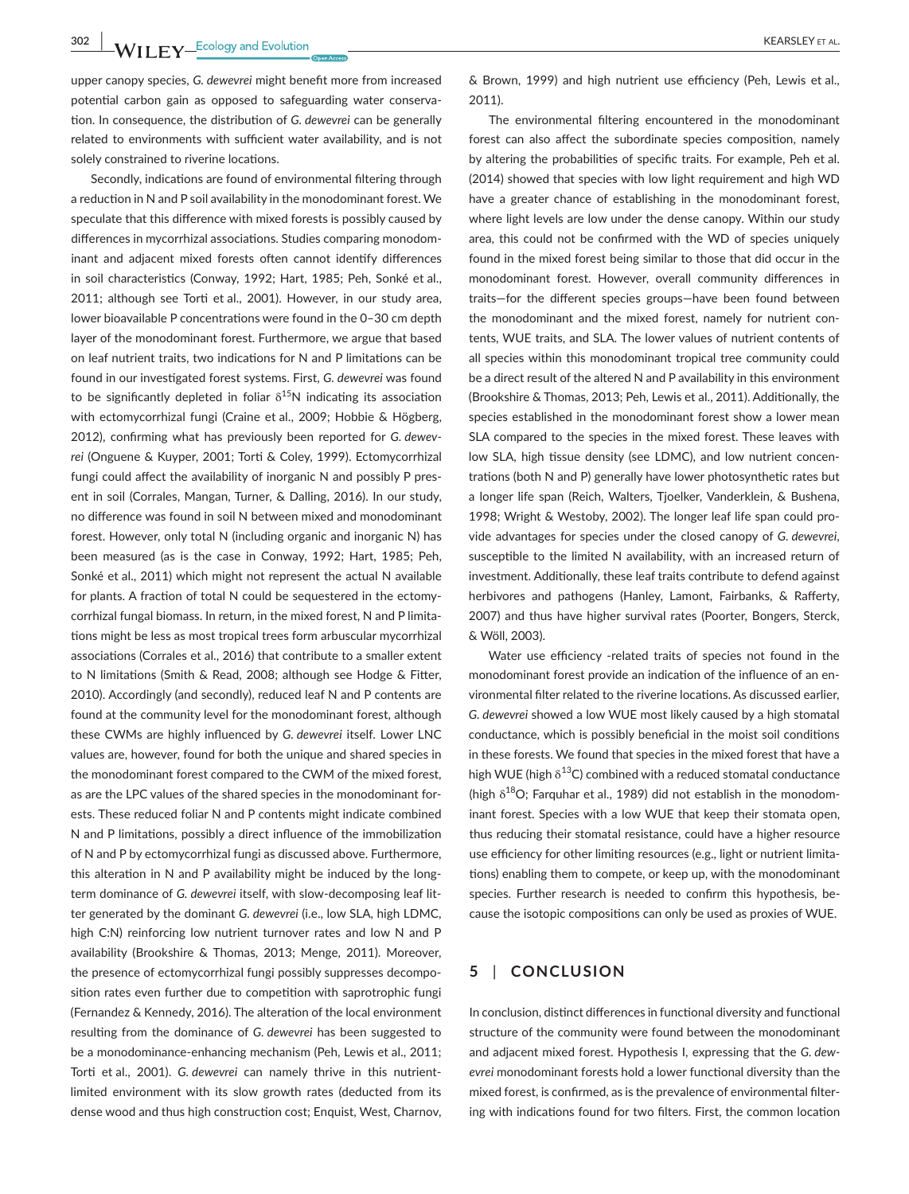upper canopy species, *G. dewevrei* might benefit more from increased potential carbon gain as opposed to safeguarding water conservation. In consequence, the distribution of *G. dewevrei* can be generally related to environments with sufficient water availability, and is not solely constrained to riverine locations.

Secondly, indications are found of environmental filtering through a reduction in N and P soil availability in the monodominant forest. We speculate that this difference with mixed forests is possibly caused by differences in mycorrhizal associations. Studies comparing monodominant and adjacent mixed forests often cannot identify differences in soil characteristics (Conway, 1992; Hart, 1985; Peh, Sonké et al., 2011; although see Torti et al., 2001). However, in our study area, lower bioavailable P concentrations were found in the 0–30 cm depth layer of the monodominant forest. Furthermore, we argue that based on leaf nutrient traits, two indications for N and P limitations can be found in our investigated forest systems. First, *G. dewevrei* was found to be significantly depleted in foliar $\delta^{15}N$ indicating its association with ectomycorrhizal fungi (Craine et al., 2009; Hobbie & Högberg, 2012), confirming what has previously been reported for *G. dewevrei* (Onguene & Kuyper, 2001; Torti & Coley, 1999). Ectomycorrhizal fungi could affect the availability of inorganic N and possibly P present in soil (Corrales, Mangan, Turner, & Dalling, 2016). In our study, no difference was found in soil N between mixed and monodominant forest. However, only total N (including organic and inorganic N) has been measured (as is the case in Conway, 1992; Hart, 1985; Peh, Sonké et al., 2011) which might not represent the actual N available for plants. A fraction of total N could be sequestered in the ectomycorrhizal fungal biomass. In return, in the mixed forest, N and P limitations might be less as most tropical trees form arbuscular mycorrhizal associations (Corrales et al., 2016) that contribute to a smaller extent to N limitations (Smith & Read, 2008; although see Hodge & Fitter, 2010). Accordingly (and secondly), reduced leaf N and P contents are found at the community level for the monodominant forest, although these CWMs are highly influenced by *G. dewevrei* itself. Lower LNC values are, however, found for both the unique and shared species in the monodominant forest compared to the CWM of the mixed forest, as are the LPC values of the shared species in the monodominant forests. These reduced foliar N and P contents might indicate combined N and P limitations, possibly a direct influence of the immobilization of N and P by ectomycorrhizal fungi as discussed above. Furthermore, this alteration in N and P availability might be induced by the long-term dominance of *G. dewevrei* itself, with slow-decomposing leaf litter generated by the dominant *G. dewevrei* (i.e., low SLA, high LDMC, high C:N) reinforcing low nutrient turnover rates and low N and P availability (Brookshire & Thomas, 2013; Menge, 2011). Moreover, the presence of ectomycorrhizal fungi possibly suppresses decomposition rates even further due to competition with saprotrophic fungi (Fernandez & Kennedy, 2016). The alteration of the local environment resulting from the dominance of *G. dewevrei* has been suggested to be a monodominance-enhancing mechanism (Peh, Lewis et al., 2011; Torti et al., 2001). *G. dewevrei* can namely thrive in this nutrient-limited environment with its slow growth rates (deducted from its dense wood and thus high construction cost; Enquist, West, Charnov, & Brown, 1999) and high nutrient use efficiency (Peh, Lewis et al., 2011).

The environmental filtering encountered in the monodominant forest can also affect the subordinate species composition, namely by altering the probabilities of specific traits. For example, Peh et al. (2014) showed that species with low light requirement and high WD have a greater chance of establishing in the monodominant forest, where light levels are low under the dense canopy. Within our study area, this could not be confirmed with the WD of species uniquely found in the mixed forest being similar to those that did occur in the monodominant forest. However, overall community differences in traits—for the different species groups—have been found between the monodominant and the mixed forest, namely for nutrient contents, WUE traits, and SLA. The lower values of nutrient contents of all species within this monodominant tropical tree community could be a direct result of the altered N and P availability in this environment (Brookshire & Thomas, 2013; Peh, Lewis et al., 2011). Additionally, the species established in the monodominant forest show a lower mean SLA compared to the species in the mixed forest. These leaves with low SLA, high tissue density (see LDMC), and low nutrient concentrations (both N and P) generally have lower photosynthetic rates but a longer life span (Reich, Walters, Tjoelker, Vanderklein, & Bushena, 1998; Wright & Westoby, 2002). The longer leaf life span could provide advantages for species under the closed canopy of *G. dewevrei*, susceptible to the limited N availability, with an increased return of investment. Additionally, these leaf traits contribute to defend against herbivores and pathogens (Hanley, Lamont, Fairbanks, & Rafferty, 2007) and thus have higher survival rates (Poorter, Bongers, Sterck, & Wöll, 2003).

Water use efficiency -related traits of species not found in the monodominant forest provide an indication of the influence of an environmental filter related to the riverine locations. As discussed earlier, *G. dewevrei* showed a low WUE most likely caused by a high stomatal conductance, which is possibly beneficial in the moist soil conditions in these forests. We found that species in the mixed forest that have a high WUE (high $\delta^{13}C$) combined with a reduced stomatal conductance (high $\delta^{18}O$; Farquhar et al., 1989) did not establish in the monodominant forest. Species with a low WUE that keep their stomata open, thus reducing their stomatal resistance, could have a higher resource use efficiency for other limiting resources (e.g., light or nutrient limitations) enabling them to compete, or keep up, with the monodominant species. Further research is needed to confirm this hypothesis, because the isotopic compositions can only be used as proxies of WUE.

## 5 | CONCLUSION

In conclusion, distinct differences in functional diversity and functional structure of the community were found between the monodominant and adjacent mixed forest. Hypothesis I, expressing that the *G. dewevrei* monodominant forests hold a lower functional diversity than the mixed forest, is confirmed, as is the prevalence of environmental filtering with indications found for two filters. First, the common location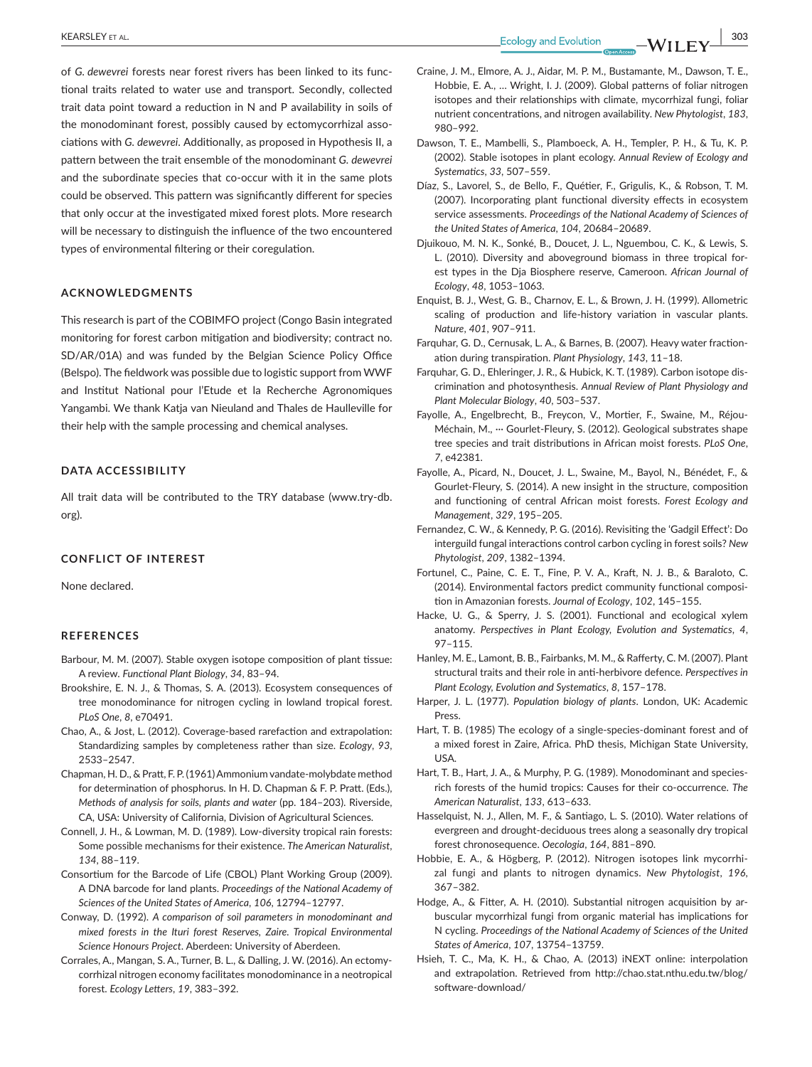of *G. dewevrei* forests near forest rivers has been linked to its functional traits related to water use and transport. Secondly, collected trait data point toward a reduction in N and P availability in soils of the monodominant forest, possibly caused by ectomycorrhizal associations with *G. dewevrei*. Additionally, as proposed in Hypothesis II, a pattern between the trait ensemble of the monodominant *G. dewevrei* and the subordinate species that co-occur with it in the same plots could be observed. This pattern was significantly different for species that only occur at the investigated mixed forest plots. More research will be necessary to distinguish the influence of the two encountered types of environmental filtering or their coregulation.

## ACKNOWLEDGMENTS

This research is part of the COBIMFO project (Congo Basin integrated monitoring for forest carbon mitigation and biodiversity; contract no. SD/AR/01A) and was funded by the Belgian Science Policy Office (Belspo). The fieldwork was possible due to logistic support from WWF and Institut National pour l'Etude et la Recherche Agronomiques Yangambi. We thank Katja van Nieuland and Thales de Haulleville for their help with the sample processing and chemical analyses.

## DATA ACCESSIBILITY

All trait data will be contributed to the TRY database (www.try-db.org).

## CONFLICT OF INTEREST

None declared.

## REFERENCES

Barbour, M. M. (2007). Stable oxygen isotope composition of plant tissue: A review. *Functional Plant Biology*, *34*, 83–94.

Brookshire, E. N. J., & Thomas, S. A. (2013). Ecosystem consequences of tree monodominance for nitrogen cycling in lowland tropical forest. *PLoS One*, *8*, e70491.

Chao, A., & Jost, L. (2012). Coverage-based rarefaction and extrapolation: Standardizing samples by completeness rather than size. *Ecology*, *93*, 2533–2547.

Chapman, H. D., & Pratt, F. P. (1961) Ammonium vandate-molybdate method for determination of phosphorus. In H. D. Chapman & F. P. Pratt. (Eds.), *Methods of analysis for soils, plants and water* (pp. 184–203). Riverside, CA, USA: University of California, Division of Agricultural Sciences.

Connell, J. H., & Lowman, M. D. (1989). Low-diversity tropical rain forests: Some possible mechanisms for their existence. *The American Naturalist*, *134*, 88–119.

Consortium for the Barcode of Life (CBOL) Plant Working Group (2009). A DNA barcode for land plants. *Proceedings of the National Academy of Sciences of the United States of America*, *106*, 12794–12797.

Conway, D. (1992). *A comparison of soil parameters in monodominant and mixed forests in the Ituri forest Reserves, Zaire. Tropical Environmental Science Honours Project*. Aberdeen: University of Aberdeen.

Corrales, A., Mangan, S. A., Turner, B. L., & Dalling, J. W. (2016). An ectomycorrhizal nitrogen economy facilitates monodominance in a neotropical forest. *Ecology Letters*, *19*, 383–392.

Craine, J. M., Elmore, A. J., Aidar, M. P. M., Bustamante, M., Dawson, T. E., Hobbie, E. A., … Wright, I. J. (2009). Global patterns of foliar nitrogen isotopes and their relationships with climate, mycorrhizal fungi, foliar nutrient concentrations, and nitrogen availability. *New Phytologist*, *183*, 980–992.

Dawson, T. E., Mambelli, S., Plamboeck, A. H., Templer, P. H., & Tu, K. P. (2002). Stable isotopes in plant ecology. *Annual Review of Ecology and Systematics*, *33*, 507–559.

Díaz, S., Lavorel, S., de Bello, F., Quétier, F., Grigulis, K., & Robson, T. M. (2007). Incorporating plant functional diversity effects in ecosystem service assessments. *Proceedings of the National Academy of Sciences of the United States of America*, *104*, 20684–20689.

Djuikouo, M. N. K., Sonké, B., Doucet, J. L., Nguembou, C. K., & Lewis, S. L. (2010). Diversity and aboveground biomass in three tropical forest types in the Dja Biosphere reserve, Cameroon. *African Journal of Ecology*, *48*, 1053–1063.

Enquist, B. J., West, G. B., Charnov, E. L., & Brown, J. H. (1999). Allometric scaling of production and life-history variation in vascular plants. *Nature*, *401*, 907–911.

Farquhar, G. D., Cernusak, L. A., & Barnes, B. (2007). Heavy water fractionation during transpiration. *Plant Physiology*, *143*, 11–18.

Farquhar, G. D., Ehleringer, J. R., & Hubick, K. T. (1989). Carbon isotope discrimination and photosynthesis. *Annual Review of Plant Physiology and Plant Molecular Biology*, *40*, 503–537.

Fayolle, A., Engelbrecht, B., Freycon, V., Mortier, F., Swaine, M., Réjou-Méchain, M., ⋯ Gourlet-Fleury, S. (2012). Geological substrates shape tree species and trait distributions in African moist forests. *PLoS One*, *7*, e42381.

Fayolle, A., Picard, N., Doucet, J. L., Swaine, M., Bayol, N., Bénédet, F., & Gourlet-Fleury, S. (2014). A new insight in the structure, composition and functioning of central African moist forests. *Forest Ecology and Management*, *329*, 195–205.

Fernandez, C. W., & Kennedy, P. G. (2016). Revisiting the 'Gadgil Effect': Do interguild fungal interactions control carbon cycling in forest soils? *New Phytologist*, *209*, 1382–1394.

Fortunel, C., Paine, C. E. T., Fine, P. V. A., Kraft, N. J. B., & Baraloto, C. (2014). Environmental factors predict community functional composition in Amazonian forests. *Journal of Ecology*, *102*, 145–155.

Hacke, U. G., & Sperry, J. S. (2001). Functional and ecological xylem anatomy. *Perspectives in Plant Ecology, Evolution and Systematics*, *4*, 97–115.

Hanley, M. E., Lamont, B. B., Fairbanks, M. M., & Rafferty, C. M. (2007). Plant structural traits and their role in anti-herbivore defence. *Perspectives in Plant Ecology, Evolution and Systematics*, *8*, 157–178.

Harper, J. L. (1977). *Population biology of plants*. London, UK: Academic Press.

Hart, T. B. (1985) The ecology of a single-species-dominant forest and of a mixed forest in Zaire, Africa. PhD thesis, Michigan State University, USA.

Hart, T. B., Hart, J. A., & Murphy, P. G. (1989). Monodominant and species-rich forests of the humid tropics: Causes for their co-occurrence. *The American Naturalist*, *133*, 613–633.

Hasselquist, N. J., Allen, M. F., & Santiago, L. S. (2010). Water relations of evergreen and drought-deciduous trees along a seasonally dry tropical forest chronosequence. *Oecologia*, *164*, 881–890.

Hobbie, E. A., & Högberg, P. (2012). Nitrogen isotopes link mycorrhizal fungi and plants to nitrogen dynamics. *New Phytologist*, *196*, 367–382.

Hodge, A., & Fitter, A. H. (2010). Substantial nitrogen acquisition by arbuscular mycorrhizal fungi from organic material has implications for N cycling. *Proceedings of the National Academy of Sciences of the United States of America*, *107*, 13754–13759.

Hsieh, T. C., Ma, K. H., & Chao, A. (2013) iNEXT online: interpolation and extrapolation. Retrieved from http://chao.stat.nthu.edu.tw/blog/software-download/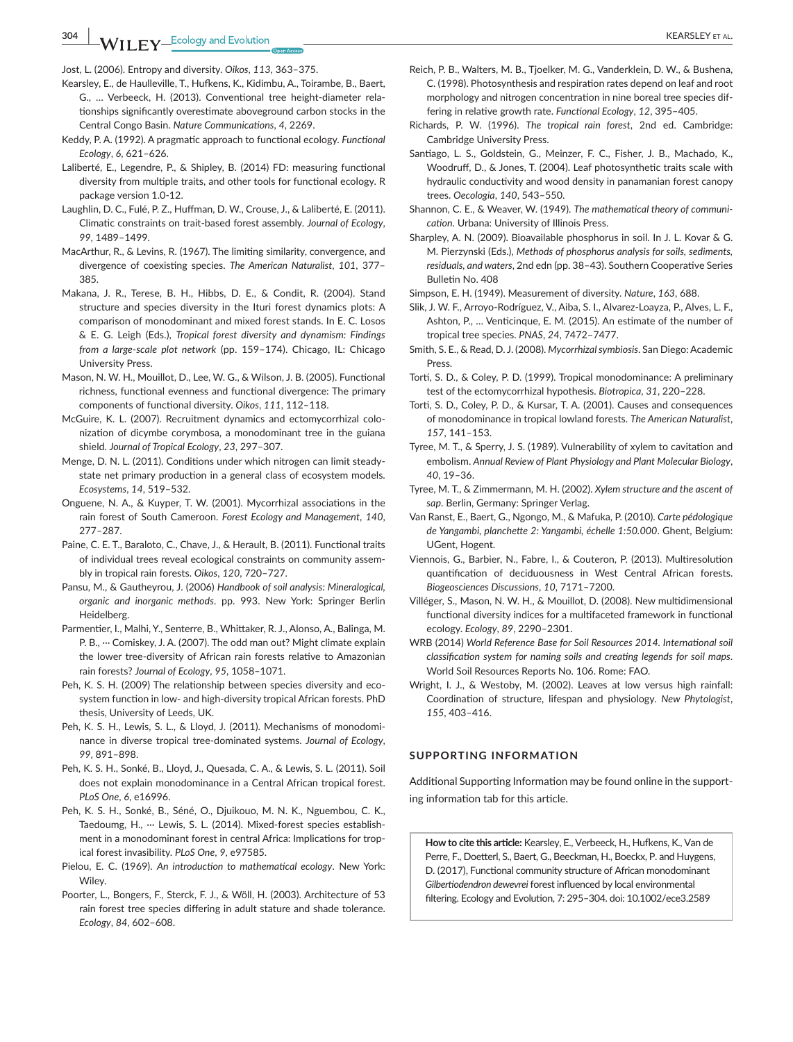Jost, L. (2006). Entropy and diversity. *Oikos*, *113*, 363–375.

Kearsley, E., de Haulleville, T., Hufkens, K., Kidimbu, A., Toirambe, B., Baert, G., … Verbeeck, H. (2013). Conventional tree height-diameter relationships significantly overestimate aboveground carbon stocks in the Central Congo Basin. *Nature Communications*, *4*, 2269.

Keddy, P. A. (1992). A pragmatic approach to functional ecology. *Functional Ecology*, *6*, 621–626.

Laliberté, E., Legendre, P., & Shipley, B. (2014) FD: measuring functional diversity from multiple traits, and other tools for functional ecology. R package version 1.0-12.

Laughlin, D. C., Fulé, P. Z., Huffman, D. W., Crouse, J., & Laliberté, E. (2011). Climatic constraints on trait-based forest assembly. *Journal of Ecology*, *99*, 1489–1499.

MacArthur, R., & Levins, R. (1967). The limiting similarity, convergence, and divergence of coexisting species. *The American Naturalist*, *101*, 377–385.

Makana, J. R., Terese, B. H., Hibbs, D. E., & Condit, R. (2004). Stand structure and species diversity in the Ituri forest dynamics plots: A comparison of monodominant and mixed forest stands. In E. C. Losos & E. G. Leigh (Eds.), *Tropical forest diversity and dynamism: Findings from a large-scale plot network* (pp. 159–174). Chicago, IL: Chicago University Press.

Mason, N. W. H., Mouillot, D., Lee, W. G., & Wilson, J. B. (2005). Functional richness, functional evenness and functional divergence: The primary components of functional diversity. *Oikos*, *111*, 112–118.

McGuire, K. L. (2007). Recruitment dynamics and ectomycorrhizal colonization of dicymbe corymbosa, a monodominant tree in the guiana shield. *Journal of Tropical Ecology*, *23*, 297–307.

Menge, D. N. L. (2011). Conditions under which nitrogen can limit steady-state net primary production in a general class of ecosystem models. *Ecosystems*, *14*, 519–532.

Onguene, N. A., & Kuyper, T. W. (2001). Mycorrhizal associations in the rain forest of South Cameroon. *Forest Ecology and Management*, *140*, 277–287.

Paine, C. E. T., Baraloto, C., Chave, J., & Herault, B. (2011). Functional traits of individual trees reveal ecological constraints on community assembly in tropical rain forests. *Oikos*, *120*, 720–727.

Pansu, M., & Gautheyrou, J. (2006) *Handbook of soil analysis: Mineralogical, organic and inorganic methods*. pp. 993. New York: Springer Berlin Heidelberg.

Parmentier, I., Malhi, Y., Senterre, B., Whittaker, R. J., Alonso, A., Balinga, M. P. B., ⋯ Comiskey, J. A. (2007). The odd man out? Might climate explain the lower tree-diversity of African rain forests relative to Amazonian rain forests? *Journal of Ecology*, *95*, 1058–1071.

Peh, K. S. H. (2009) The relationship between species diversity and ecosystem function in low- and high-diversity tropical African forests. PhD thesis, University of Leeds, UK.

Peh, K. S. H., Lewis, S. L., & Lloyd, J. (2011). Mechanisms of monodominance in diverse tropical tree-dominated systems. *Journal of Ecology*, *99*, 891–898.

Peh, K. S. H., Sonké, B., Lloyd, J., Quesada, C. A., & Lewis, S. L. (2011). Soil does not explain monodominance in a Central African tropical forest. *PLoS One*, *6*, e16996.

Peh, K. S. H., Sonké, B., Séné, O., Djuikouo, M. N. K., Nguembou, C. K., Taedoumg, H., ⋯ Lewis, S. L. (2014). Mixed-forest species establishment in a monodominant forest in central Africa: Implications for tropical forest invasibility. *PLoS One*, *9*, e97585.

Pielou, E. C. (1969). *An introduction to mathematical ecology*. New York: Wiley.

Poorter, L., Bongers, F., Sterck, F. J., & Wöll, H. (2003). Architecture of 53 rain forest tree species differing in adult stature and shade tolerance. *Ecology*, *84*, 602–608.

Reich, P. B., Walters, M. B., Tjoelker, M. G., Vanderklein, D. W., & Bushena, C. (1998). Photosynthesis and respiration rates depend on leaf and root morphology and nitrogen concentration in nine boreal tree species differing in relative growth rate. *Functional Ecology*, *12*, 395–405.

Richards, P. W. (1996). *The tropical rain forest*, 2nd ed. Cambridge: Cambridge University Press.

Santiago, L. S., Goldstein, G., Meinzer, F. C., Fisher, J. B., Machado, K., Woodruff, D., & Jones, T. (2004). Leaf photosynthetic traits scale with hydraulic conductivity and wood density in panamanian forest canopy trees. *Oecologia*, *140*, 543–550.

Shannon, C. E., & Weaver, W. (1949). *The mathematical theory of communication*. Urbana: University of Illinois Press.

Sharpley, A. N. (2009). Bioavailable phosphorus in soil. In J. L. Kovar & G. M. Pierzynski (Eds.), *Methods of phosphorus analysis for soils, sediments, residuals, and waters*, 2nd edn (pp. 38–43). Southern Cooperative Series Bulletin No. 408

Simpson, E. H. (1949). Measurement of diversity. *Nature*, *163*, 688.

Slik, J. W. F., Arroyo-Rodríguez, V., Aiba, S. I., Alvarez-Loayza, P., Alves, L. F., Ashton, P., … Venticinque, E. M. (2015). An estimate of the number of tropical tree species. *PNAS*, *24*, 7472–7477.

Smith, S. E., & Read, D. J. (2008). *Mycorrhizal symbiosis*. San Diego: Academic Press.

Torti, S. D., & Coley, P. D. (1999). Tropical monodominance: A preliminary test of the ectomycorrhizal hypothesis. *Biotropica*, *31*, 220–228.

Torti, S. D., Coley, P. D., & Kursar, T. A. (2001). Causes and consequences of monodominance in tropical lowland forests. *The American Naturalist*, *157*, 141–153.

Tyree, M. T., & Sperry, J. S. (1989). Vulnerability of xylem to cavitation and embolism. *Annual Review of Plant Physiology and Plant Molecular Biology*, *40*, 19–36.

Tyree, M. T., & Zimmermann, M. H. (2002). *Xylem structure and the ascent of sap*. Berlin, Germany: Springer Verlag.

Van Ranst, E., Baert, G., Ngongo, M., & Mafuka, P. (2010). *Carte pédologique de Yangambi, planchette 2: Yangambi, échelle 1:50.000*. Ghent, Belgium: UGent, Hogent.

Viennois, G., Barbier, N., Fabre, I., & Couteron, P. (2013). Multiresolution quantification of deciduousness in West Central African forests. *Biogeosciences Discussions*, *10*, 7171–7200.

Villéger, S., Mason, N. W. H., & Mouillot, D. (2008). New multidimensional functional diversity indices for a multifaceted framework in functional ecology. *Ecology*, *89*, 2290–2301.

WRB (2014) *World Reference Base for Soil Resources 2014. International soil classification system for naming soils and creating legends for soil maps*. World Soil Resources Reports No. 106. Rome: FAO.

Wright, I. J., & Westoby, M. (2002). Leaves at low versus high rainfall: Coordination of structure, lifespan and physiology. *New Phytologist*, *155*, 403–416.

## SUPPORTING INFORMATION

Additional Supporting Information may be found online in the supporting information tab for this article.

**How to cite this article:** Kearsley, E., Verbeeck, H., Hufkens, K., Van de Perre, F., Doetterl, S., Baert, G., Beeckman, H., Boeckx, P. and Huygens, D. (2017), Functional community structure of African monodominant *Gilbertiodendron dewevrei* forest influenced by local environmental filtering. Ecology and Evolution, 7: 295–304. doi: 10.1002/ece3.2589